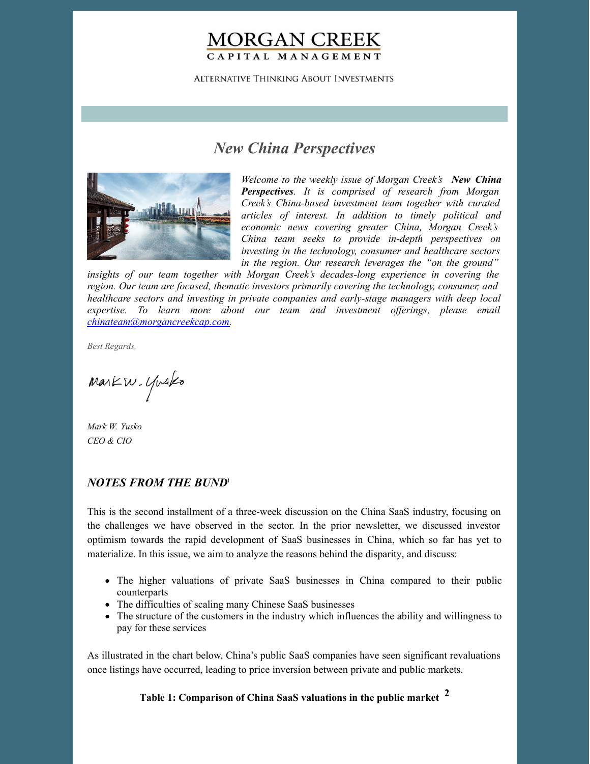# MORGAN CREEK
CAPITAL MANAGEMENT

ALTERNATIVE THINKING ABOUT INVESTMENTS

## *New China Perspectives*

*Welcome to the weekly issue of Morgan Creek's **New China Perspectives**. It is comprised of research from Morgan Creek's China-based investment team together with curated articles of interest. In addition to timely political and economic news covering greater China, Morgan Creek's China team seeks to provide in-depth perspectives on investing in the technology, consumer and healthcare sectors in the region. Our research leverages the "on the ground" insights of our team together with Morgan Creek's decades-long experience in covering the region. Our team are focused, thematic investors primarily covering the technology, consumer, and healthcare sectors and investing in private companies and early-stage managers with deep local expertise. To learn more about our team and investment offerings, please email [chinateam@morgancreekcap.com](mailto:chinateam@morgancreekcap.com).*

*Best Regards,*

*Mark W. Yusko*
*CEO & CIO*

### *NOTES FROM THE BUND*[1]

This is the second installment of a three-week discussion on the China SaaS industry, focusing on the challenges we have observed in the sector. In the prior newsletter, we discussed investor optimism towards the rapid development of SaaS businesses in China, which so far has yet to materialize. In this issue, we aim to analyze the reasons behind the disparity, and discuss:

- The higher valuations of private SaaS businesses in China compared to their public counterparts
- The difficulties of scaling many Chinese SaaS businesses
- The structure of the customers in the industry which influences the ability and willingness to pay for these services

As illustrated in the chart below, China's public SaaS companies have seen significant revaluations once listings have occurred, leading to price inversion between private and public markets.

**Table 1: Comparison of China SaaS valuations in the public market** [2]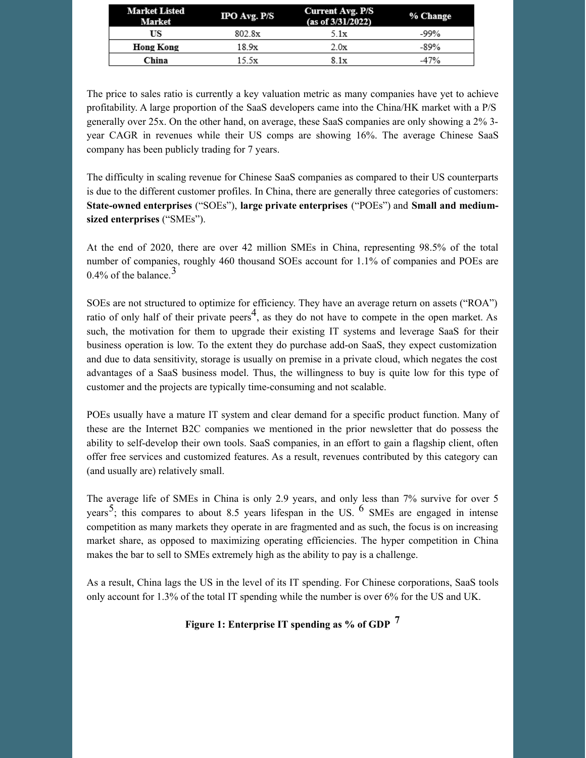| Market Listed Market | IPO Avg. P/S | Current Avg. P/S (as of 3/31/2022) | % Change |
| --- | --- | --- | --- |
| US | 802.8x | 5.1x | -99% |
| Hong Kong | 18.9x | 2.0x | -89% |
| China | 15.5x | 8.1x | -47% |

The price to sales ratio is currently a key valuation metric as many companies have yet to achieve profitability. A large proportion of the SaaS developers came into the China/HK market with a P/S generally over 25x. On the other hand, on average, these SaaS companies are only showing a 2% 3-year CAGR in revenues while their US comps are showing 16%. The average Chinese SaaS company has been publicly trading for 7 years.

The difficulty in scaling revenue for Chinese SaaS companies as compared to their US counterparts is due to the different customer profiles. In China, there are generally three categories of customers: **State-owned enterprises** ("SOEs"), **large private enterprises** ("POEs") and **Small and medium-sized enterprises** ("SMEs").

At the end of 2020, there are over 42 million SMEs in China, representing 98.5% of the total number of companies, roughly 460 thousand SOEs account for 1.1% of companies and POEs are 0.4% of the balance.[3]

SOEs are not structured to optimize for efficiency. They have an average return on assets ("ROA") ratio of only half of their private peers[4], as they do not have to compete in the open market. As such, the motivation for them to upgrade their existing IT systems and leverage SaaS for their business operation is low. To the extent they do purchase add-on SaaS, they expect customization and due to data sensitivity, storage is usually on premise in a private cloud, which negates the cost advantages of a SaaS business model. Thus, the willingness to buy is quite low for this type of customer and the projects are typically time-consuming and not scalable.

POEs usually have a mature IT system and clear demand for a specific product function. Many of these are the Internet B2C companies we mentioned in the prior newsletter that do possess the ability to self-develop their own tools. SaaS companies, in an effort to gain a flagship client, often offer free services and customized features. As a result, revenues contributed by this category can (and usually are) relatively small.

The average life of SMEs in China is only 2.9 years, and only less than 7% survive for over 5 years[5]; this compares to about 8.5 years lifespan in the US. [6] SMEs are engaged in intense competition as many markets they operate in are fragmented and as such, the focus is on increasing market share, as opposed to maximizing operating efficiencies. The hyper competition in China makes the bar to sell to SMEs extremely high as the ability to pay is a challenge.

As a result, China lags the US in the level of its IT spending. For Chinese corporations, SaaS tools only account for 1.3% of the total IT spending while the number is over 6% for the US and UK.

**Figure 1: Enterprise IT spending as % of GDP [7]**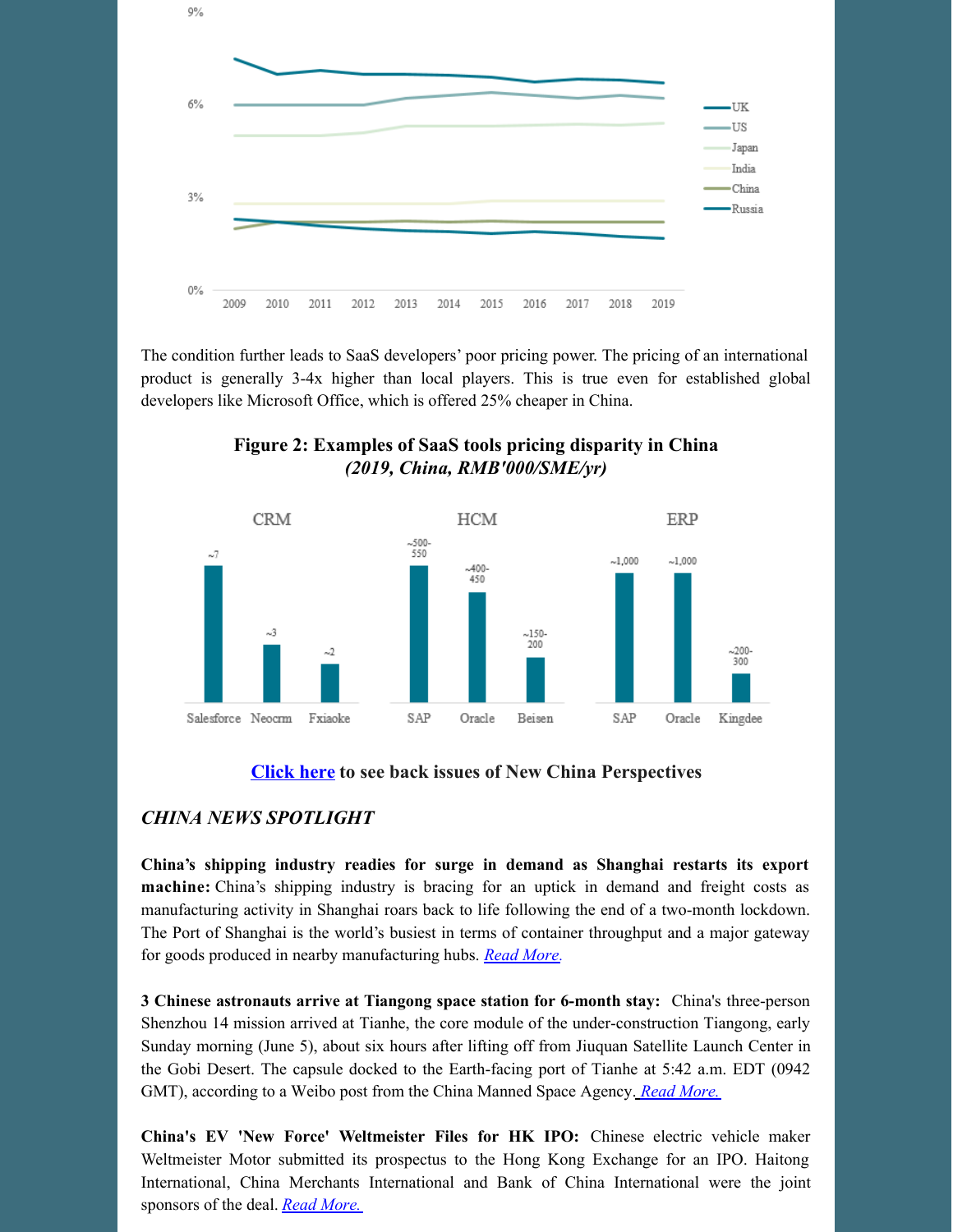9%

6%

3%

0%

2009 2010 2011 2012 2013 2014 2015 2016 2017 2018 2019

UK
US
Japan
India
China
Russia

The condition further leads to SaaS developers' poor pricing power. The pricing of an international product is generally 3-4x higher than local players. This is true even for established global developers like Microsoft Office, which is offered 25% cheaper in China.

**Figure 2: Examples of SaaS tools pricing disparity in China**
***(2019, China, RMB'000/SME/yr)***

CRM
~7
~3
~2
Salesforce Neocrm Fxiaoke

HCM
~500-550
~400-450
~150-200
SAP Oracle Beisen

ERP
~1,000
~1,000
~200-300
SAP Oracle Kingdee

**Click here to see back issues of New China Perspectives**

## *CHINA NEWS SPOTLIGHT*

**China's shipping industry readies for surge in demand as Shanghai restarts its export machine:** China's shipping industry is bracing for an uptick in demand and freight costs as manufacturing activity in Shanghai roars back to life following the end of a two-month lockdown. The Port of Shanghai is the world's busiest in terms of container throughput and a major gateway for goods produced in nearby manufacturing hubs. *Read More.*

**3 Chinese astronauts arrive at Tiangong space station for 6-month stay:** China's three-person Shenzhou 14 mission arrived at Tianhe, the core module of the under-construction Tiangong, early Sunday morning (June 5), about six hours after lifting off from Jiuquan Satellite Launch Center in the Gobi Desert. The capsule docked to the Earth-facing port of Tianhe at 5:42 a.m. EDT (0942 GMT), according to a Weibo post from the China Manned Space Agency. *Read More.*

**China's EV 'New Force' Weltmeister Files for HK IPO:** Chinese electric vehicle maker Weltmeister Motor submitted its prospectus to the Hong Kong Exchange for an IPO. Haitong International, China Merchants International and Bank of China International were the joint sponsors of the deal. *Read More.*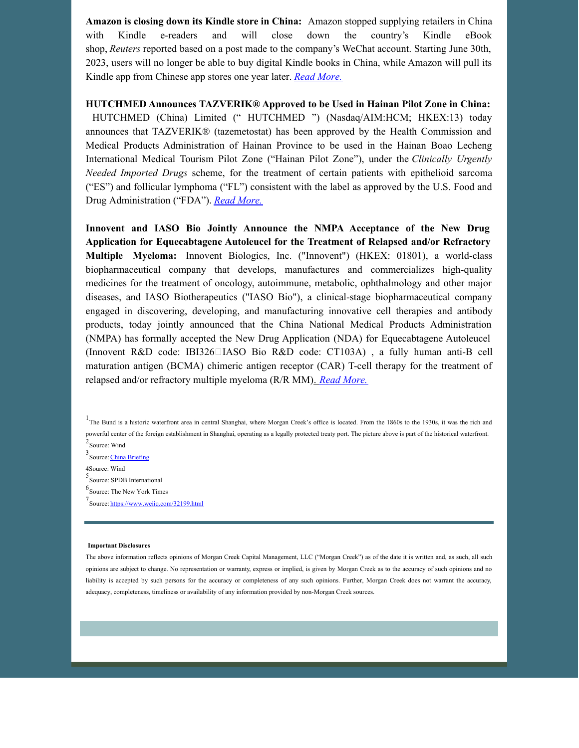**Amazon is closing down its Kindle store in China:** Amazon stopped supplying retailers in China with Kindle e-readers and will close down the country's Kindle eBook shop, *Reuters* reported based on a post made to the company's WeChat account. Starting June 30th, 2023, users will no longer be able to buy digital Kindle books in China, while Amazon will pull its Kindle app from Chinese app stores one year later. *Read More.*

**HUTCHMED Announces TAZVERIK® Approved to be Used in Hainan Pilot Zone in China:** HUTCHMED (China) Limited (" HUTCHMED ") (Nasdaq/AIM:HCM; HKEX:13) today announces that TAZVERIK® (tazemetostat) has been approved by the Health Commission and Medical Products Administration of Hainan Province to be used in the Hainan Boao Lecheng International Medical Tourism Pilot Zone ("Hainan Pilot Zone"), under the *Clinically Urgently Needed Imported Drugs* scheme, for the treatment of certain patients with epithelioid sarcoma ("ES") and follicular lymphoma ("FL") consistent with the label as approved by the U.S. Food and Drug Administration ("FDA"). *Read More.*

**Innovent and IASO Bio Jointly Announce the NMPA Acceptance of the New Drug Application for Equecabtagene Autoleucel for the Treatment of Relapsed and/or Refractory Multiple Myeloma:** Innovent Biologics, Inc. ("Innovent") (HKEX: 01801), a world-class biopharmaceutical company that develops, manufactures and commercializes high-quality medicines for the treatment of oncology, autoimmune, metabolic, ophthalmology and other major diseases, and IASO Biotherapeutics ("IASO Bio"), a clinical-stage biopharmaceutical company engaged in discovering, developing, and manufacturing innovative cell therapies and antibody products, today jointly announced that the China National Medical Products Administration (NMPA) has formally accepted the New Drug Application (NDA) for Equecabtagene Autoleucel (Innovent R&D code: IBI326□IASO Bio R&D code: CT103A) , a fully human anti-B cell maturation antigen (BCMA) chimeric antigen receptor (CAR) T-cell therapy for the treatment of relapsed and/or refractory multiple myeloma (R/R MM). *Read More.*

[1] The Bund is a historic waterfront area in central Shanghai, where Morgan Creek's office is located. From the 1860s to the 1930s, it was the rich and powerful center of the foreign establishment in Shanghai, operating as a legally protected treaty port. The picture above is part of the historical waterfront.

[2] Source: Wind

[3] Source: China Briefing

4Source: Wind

[5] Source: SPDB International

[6] Source: The New York Times

[7] Source: https://www.weiiq.com/32199.html

---

**Important Disclosures**

The above information reflects opinions of Morgan Creek Capital Management, LLC ("Morgan Creek") as of the date it is written and, as such, all such opinions are subject to change. No representation or warranty, express or implied, is given by Morgan Creek as to the accuracy of such opinions and no liability is accepted by such persons for the accuracy or completeness of any such opinions. Further, Morgan Creek does not warrant the accuracy, adequacy, completeness, timeliness or availability of any information provided by non-Morgan Creek sources.